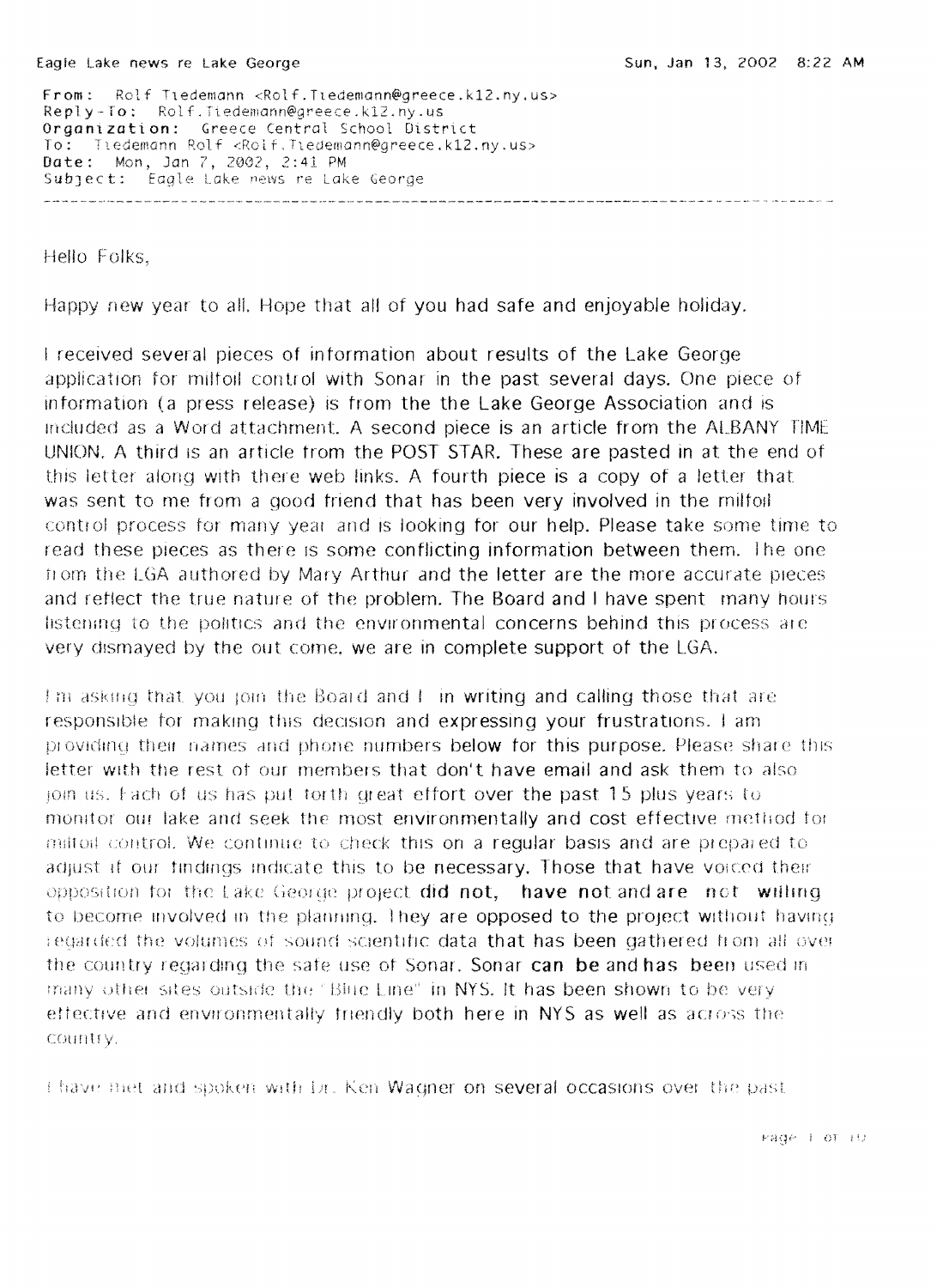From: Rolf Tiedemann <Rolf.Tiedemann@greece.k12.ny.us>
Reply-To: Rolf.Tiedemann@greece.k12.ny.us
Organization: Greece Central School District
To: Tiedemann Rolf <Rolf.Tiedemann@greece.k12.ny.us>
Date: Mon, Jan 7, 2002, 2:41 PM
Subject: Eagle Lake news re Lake George

---

Hello Folks,

Happy new year to all. Hope that all of you had safe and enjoyable holiday.

I received several pieces of information about results of the Lake George application for milfoil control with Sonar in the past several days. One piece of information (a press release) is from the the Lake George Association and is included as a Word attachment. A second piece is an article from the ALBANY TIME UNION. A third is an article from the POST STAR. These are pasted in at the end of this letter along with there web links. A fourth piece is a copy of a letter that was sent to me from a good friend that has been very involved in the milfoil control process for many year and is looking for our help. Please take some time to read these pieces as there is some conflicting information between them. The one from the LGA authored by Mary Arthur and the letter are the more accurate pieces and reflect the true nature of the problem. The Board and I have spent many hours listening to the politics and the environmental concerns behind this process are very dismayed by the out come. we are in complete support of the LGA.

I'm asking that you join the Board and I in writing and calling those that are responsible for making this decision and expressing your frustrations. I am providing their names and phone numbers below for this purpose. Please share this letter with the rest of our members that don't have email and ask them to also join us. Each of us has put forth great effort over the past 15 plus years to monitor our lake and seek the most environmentally and cost effective method for milfoil control. We continue to check this on a regular basis and are prepared to adjust if our findings indicate this to be necessary. Those that have voiced their opposition for the Lake George project **did not, have not** and **are not** willing to become involved in the planning. They are opposed to the project without having regarded the volumes of sound scientific data that has been gathered from all over the country regarding the safe use of Sonar. Sonar **can be** and **has been** used in many other sites outside the "Blue Line" in NYS. It has been shown to be very effective and environmentally friendly both here in NYS as well as across the country.

I have met and spoken with Dr. Ken Wagner on several occasions over the past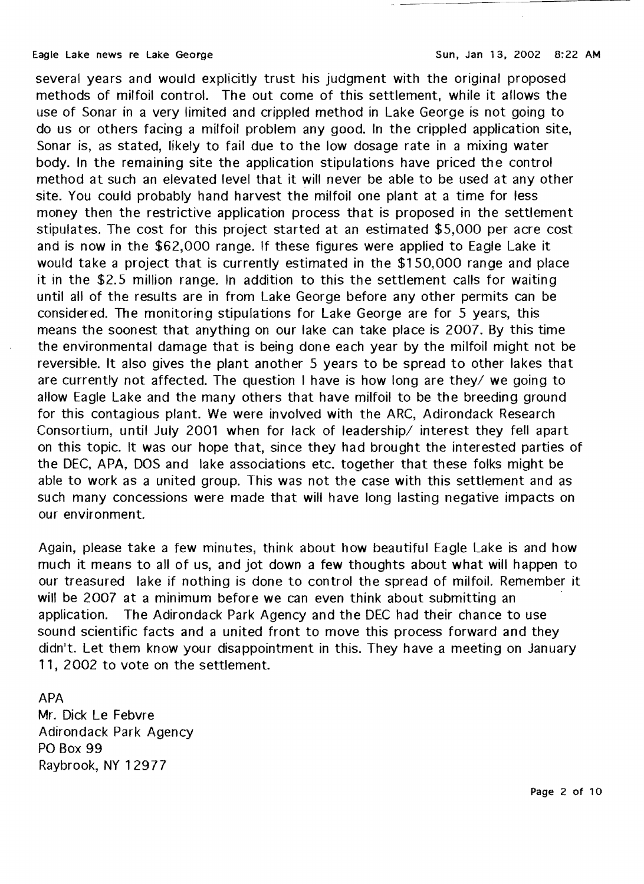several years and would explicitly trust his judgment with the original proposed methods of milfoil control. The out come of this settlement, while it allows the use of Sonar in a very limited and crippled method in Lake George is not going to do us or others facing a milfoil problem any good. In the crippled application site, Sonar is, as stated, likely to fail due to the low dosage rate in a mixing water body. In the remaining site the application stipulations have priced the control method at such an elevated level that it will never be able to be used at any other site. You could probably hand harvest the milfoil one plant at a time for less money then the restrictive application process that is proposed in the settlement stipulates. The cost for this project started at an estimated $5,000 per acre cost and is now in the $62,000 range. If these figures were applied to Eagle Lake it would take a project that is currently estimated in the $150,000 range and place it in the $2.5 million range. In addition to this the settlement calls for waiting until all of the results are in from Lake George before any other permits can be considered. The monitoring stipulations for Lake George are for 5 years, this means the soonest that anything on our lake can take place is 2007. By this time the environmental damage that is being done each year by the milfoil might not be reversible. It also gives the plant another 5 years to be spread to other lakes that are currently not affected. The question I have is how long are they/ we going to allow Eagle Lake and the many others that have milfoil to be the breeding ground for this contagious plant. We were involved with the ARC, Adirondack Research Consortium, until July 2001 when for lack of leadership/ interest they fell apart on this topic. It was our hope that, since they had brought the interested parties of the DEC, APA, DOS and lake associations etc. together that these folks might be able to work as a united group. This was not the case with this settlement and as such many concessions were made that will have long lasting negative impacts on our environment.

Again, please take a few minutes, think about how beautiful Eagle Lake is and how much it means to all of us, and jot down a few thoughts about what will happen to our treasured lake if nothing is done to control the spread of milfoil. Remember it will be 2007 at a minimum before we can even think about submitting an application. The Adirondack Park Agency and the DEC had their chance to use sound scientific facts and a united front to move this process forward and they didn't. Let them know your disappointment in this. They have a meeting on January 11, 2002 to vote on the settlement.

APA
Mr. Dick Le Febvre
Adirondack Park Agency
PO Box 99
Raybrook, NY 12977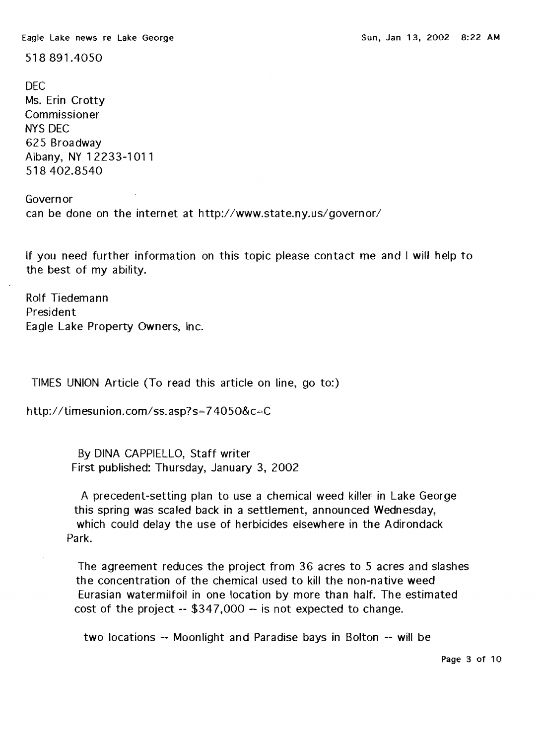518 891.4050

DEC
Ms. Erin Crotty
Commissioner
NYS DEC
625 Broadway
Albany, NY 12233-1011
518 402.8540

Governor
can be done on the internet at http://www.state.ny.us/governor/

If you need further information on this topic please contact me and I will help to the best of my ability.

Rolf Tiedemann
President
Eagle Lake Property Owners, Inc.

TIMES UNION Article (To read this article on line, go to:)

http://timesunion.com/ss.asp?s=74050&c=C

By DINA CAPPIELLO, Staff writer
First published: Thursday, January 3, 2002

A precedent-setting plan to use a chemical weed killer in Lake George this spring was scaled back in a settlement, announced Wednesday, which could delay the use of herbicides elsewhere in the Adirondack Park.

The agreement reduces the project from 36 acres to 5 acres and slashes the concentration of the chemical used to kill the non-native weed Eurasian watermilfoil in one location by more than half. The estimated cost of the project -- $347,000 -- is not expected to change.

two locations -- Moonlight and Paradise bays in Bolton -- will be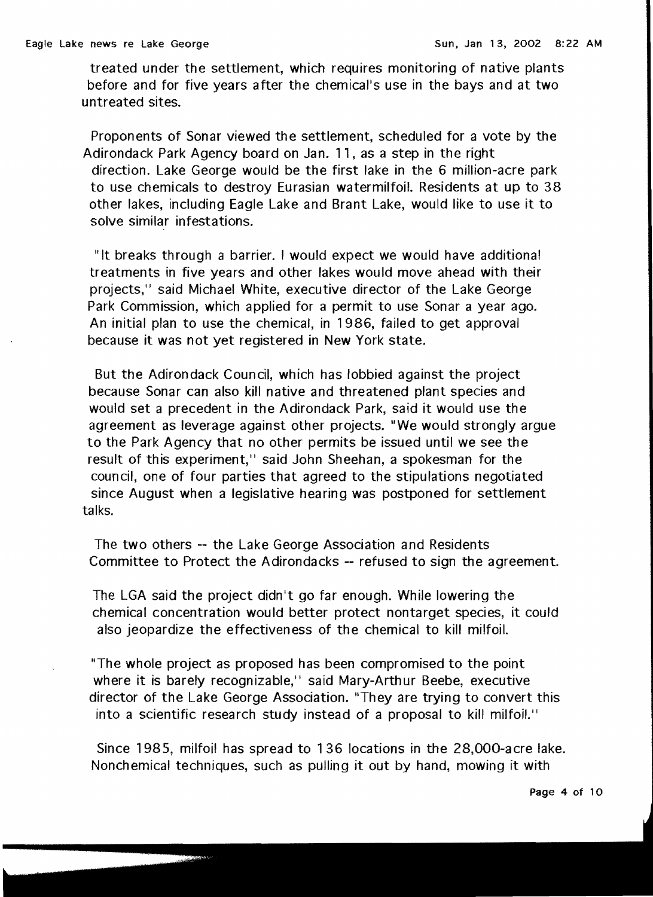treated under the settlement, which requires monitoring of native plants before and for five years after the chemical's use in the bays and at two untreated sites.

Proponents of Sonar viewed the settlement, scheduled for a vote by the Adirondack Park Agency board on Jan. 11, as a step in the right direction. Lake George would be the first lake in the 6 million-acre park to use chemicals to destroy Eurasian watermilfoil. Residents at up to 38 other lakes, including Eagle Lake and Brant Lake, would like to use it to solve similar infestations.

"It breaks through a barrier. I would expect we would have additional treatments in five years and other lakes would move ahead with their projects,'' said Michael White, executive director of the Lake George Park Commission, which applied for a permit to use Sonar a year ago. An initial plan to use the chemical, in 1986, failed to get approval because it was not yet registered in New York state.

But the Adirondack Council, which has lobbied against the project because Sonar can also kill native and threatened plant species and would set a precedent in the Adirondack Park, said it would use the agreement as leverage against other projects. "We would strongly argue to the Park Agency that no other permits be issued until we see the result of this experiment,'' said John Sheehan, a spokesman for the council, one of four parties that agreed to the stipulations negotiated since August when a legislative hearing was postponed for settlement talks.

The two others -- the Lake George Association and Residents Committee to Protect the Adirondacks -- refused to sign the agreement.

The LGA said the project didn't go far enough. While lowering the chemical concentration would better protect nontarget species, it could also jeopardize the effectiveness of the chemical to kill milfoil.

"The whole project as proposed has been compromised to the point where it is barely recognizable,'' said Mary-Arthur Beebe, executive director of the Lake George Association. "They are trying to convert this into a scientific research study instead of a proposal to kill milfoil.''

Since 1985, milfoil has spread to 136 locations in the 28,000-acre lake. Nonchemical techniques, such as pulling it out by hand, mowing it with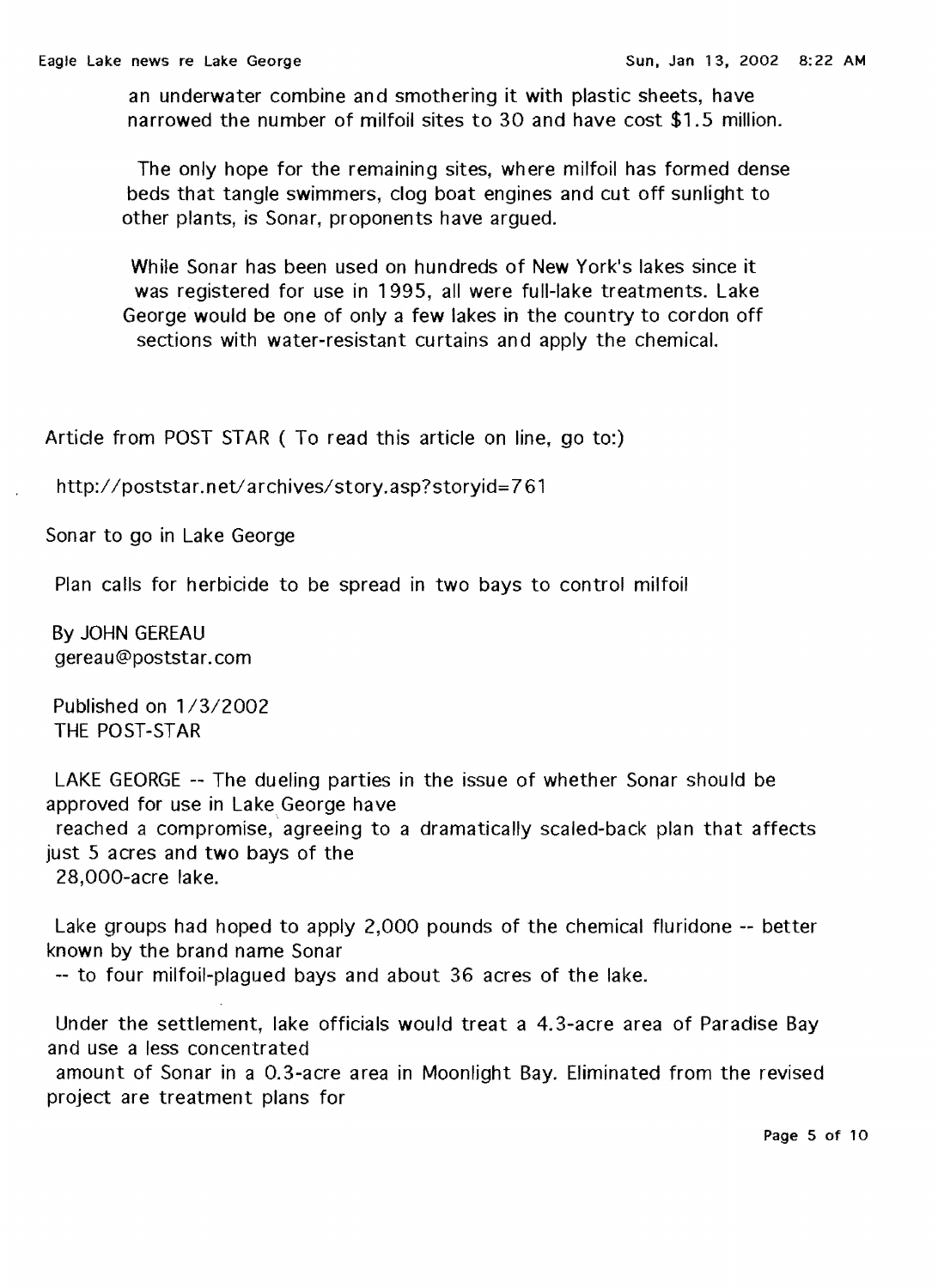an underwater combine and smothering it with plastic sheets, have narrowed the number of milfoil sites to 30 and have cost $1.5 million.

The only hope for the remaining sites, where milfoil has formed dense beds that tangle swimmers, clog boat engines and cut off sunlight to other plants, is Sonar, proponents have argued.

While Sonar has been used on hundreds of New York's lakes since it was registered for use in 1995, all were full-lake treatments. Lake George would be one of only a few lakes in the country to cordon off sections with water-resistant curtains and apply the chemical.

Article from POST STAR ( To read this article on line, go to:)

http://poststar.net/archives/story.asp?storyid=761

Sonar to go in Lake George

Plan calls for herbicide to be spread in two bays to control milfoil

By JOHN GEREAU
gereau@poststar.com

Published on 1/3/2002
THE POST-STAR

LAKE GEORGE -- The dueling parties in the issue of whether Sonar should be approved for use in Lake George have reached a compromise, agreeing to a dramatically scaled-back plan that affects just 5 acres and two bays of the 28,000-acre lake.

Lake groups had hoped to apply 2,000 pounds of the chemical fluridone -- better known by the brand name Sonar -- to four milfoil-plagued bays and about 36 acres of the lake.

Under the settlement, lake officials would treat a 4.3-acre area of Paradise Bay and use a less concentrated amount of Sonar in a 0.3-acre area in Moonlight Bay. Eliminated from the revised project are treatment plans for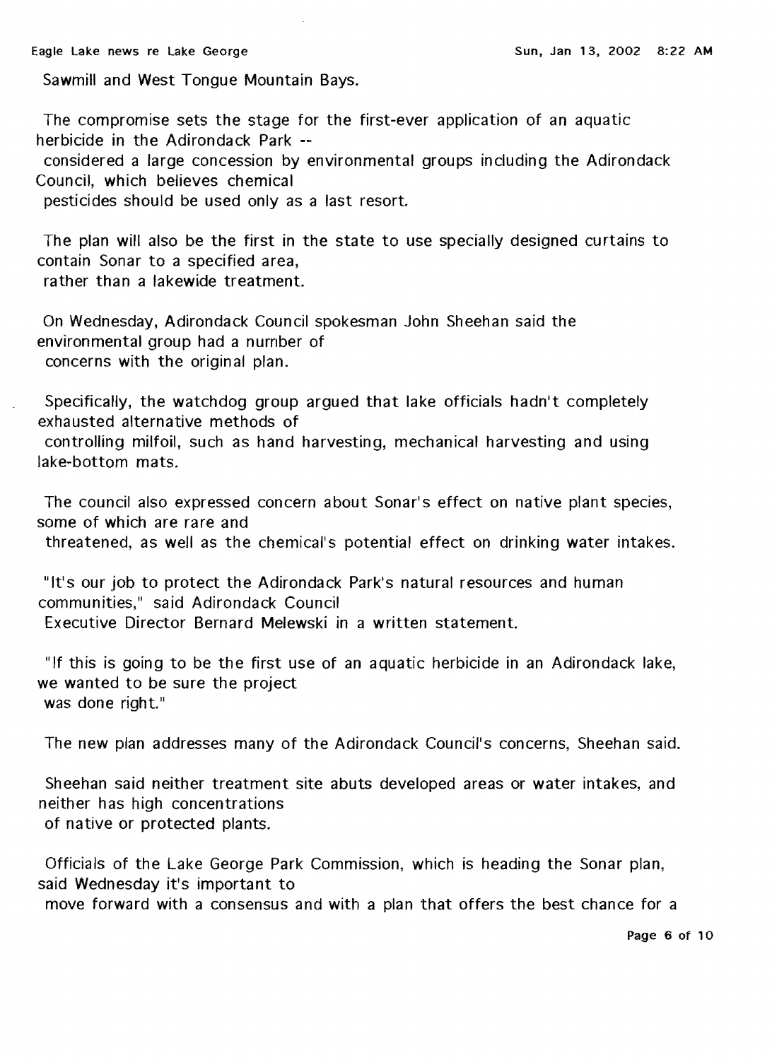Sawmill and West Tongue Mountain Bays.

The compromise sets the stage for the first-ever application of an aquatic herbicide in the Adirondack Park -- considered a large concession by environmental groups including the Adirondack Council, which believes chemical pesticides should be used only as a last resort.

The plan will also be the first in the state to use specially designed curtains to contain Sonar to a specified area, rather than a lakewide treatment.

On Wednesday, Adirondack Council spokesman John Sheehan said the environmental group had a number of concerns with the original plan.

Specifically, the watchdog group argued that lake officials hadn't completely exhausted alternative methods of controlling milfoil, such as hand harvesting, mechanical harvesting and using lake-bottom mats.

The council also expressed concern about Sonar's effect on native plant species, some of which are rare and threatened, as well as the chemical's potential effect on drinking water intakes.

"It's our job to protect the Adirondack Park's natural resources and human communities," said Adirondack Council Executive Director Bernard Melewski in a written statement.

"If this is going to be the first use of an aquatic herbicide in an Adirondack lake, we wanted to be sure the project was done right."

The new plan addresses many of the Adirondack Council's concerns, Sheehan said.

Sheehan said neither treatment site abuts developed areas or water intakes, and neither has high concentrations of native or protected plants.

Officials of the Lake George Park Commission, which is heading the Sonar plan, said Wednesday it's important to move forward with a consensus and with a plan that offers the best chance for a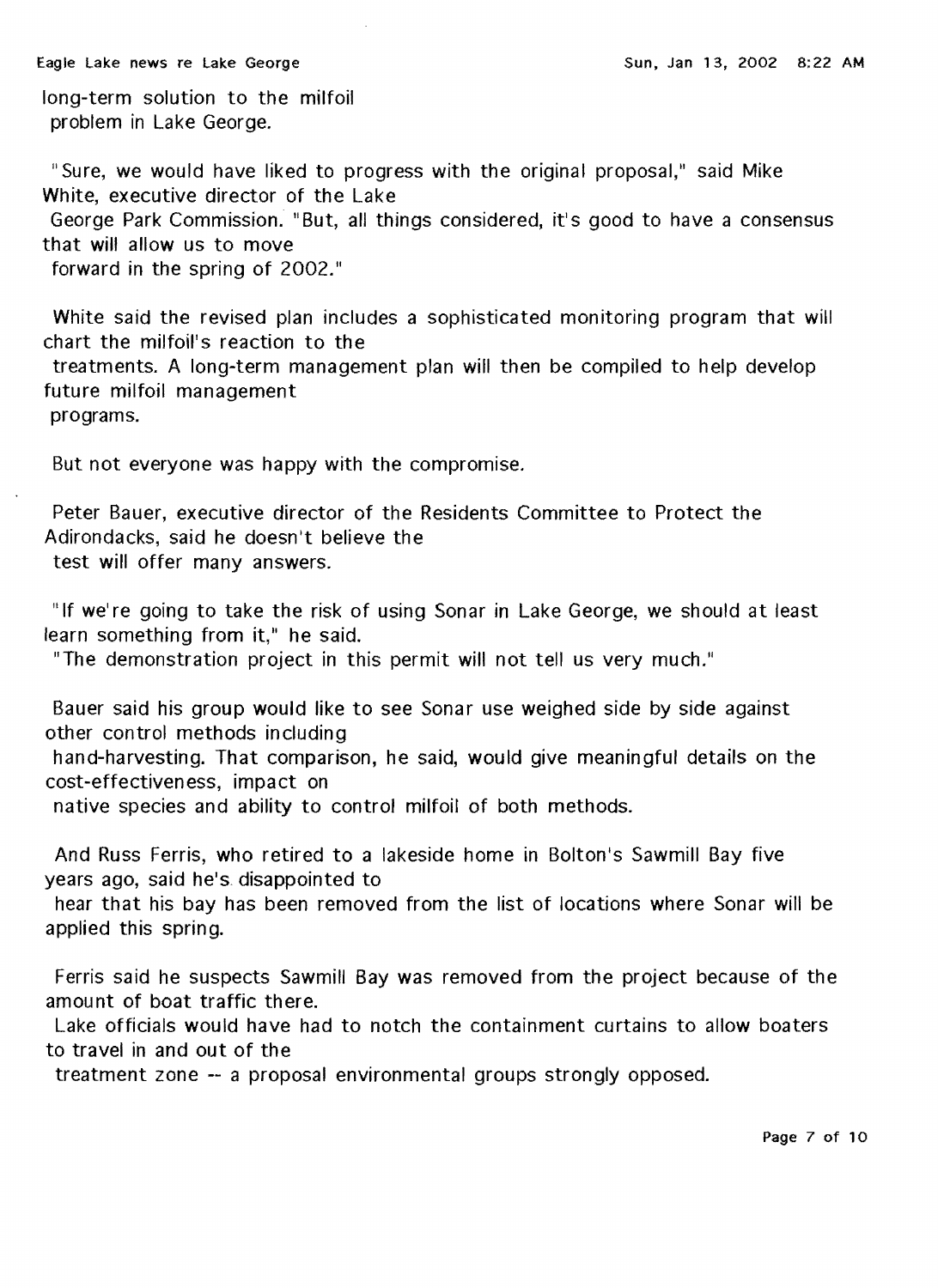long-term solution to the milfoil problem in Lake George.

"Sure, we would have liked to progress with the original proposal," said Mike White, executive director of the Lake George Park Commission. "But, all things considered, it's good to have a consensus that will allow us to move forward in the spring of 2002."

White said the revised plan includes a sophisticated monitoring program that will chart the milfoil's reaction to the treatments. A long-term management plan will then be compiled to help develop future milfoil management programs.

But not everyone was happy with the compromise.

Peter Bauer, executive director of the Residents Committee to Protect the Adirondacks, said he doesn't believe the test will offer many answers.

"If we're going to take the risk of using Sonar in Lake George, we should at least learn something from it," he said. "The demonstration project in this permit will not tell us very much."

Bauer said his group would like to see Sonar use weighed side by side against other control methods including hand-harvesting. That comparison, he said, would give meaningful details on the cost-effectiveness, impact on native species and ability to control milfoil of both methods.

And Russ Ferris, who retired to a lakeside home in Bolton's Sawmill Bay five years ago, said he's disappointed to hear that his bay has been removed from the list of locations where Sonar will be applied this spring.

Ferris said he suspects Sawmill Bay was removed from the project because of the amount of boat traffic there. Lake officials would have had to notch the containment curtains to allow boaters to travel in and out of the treatment zone -- a proposal environmental groups strongly opposed.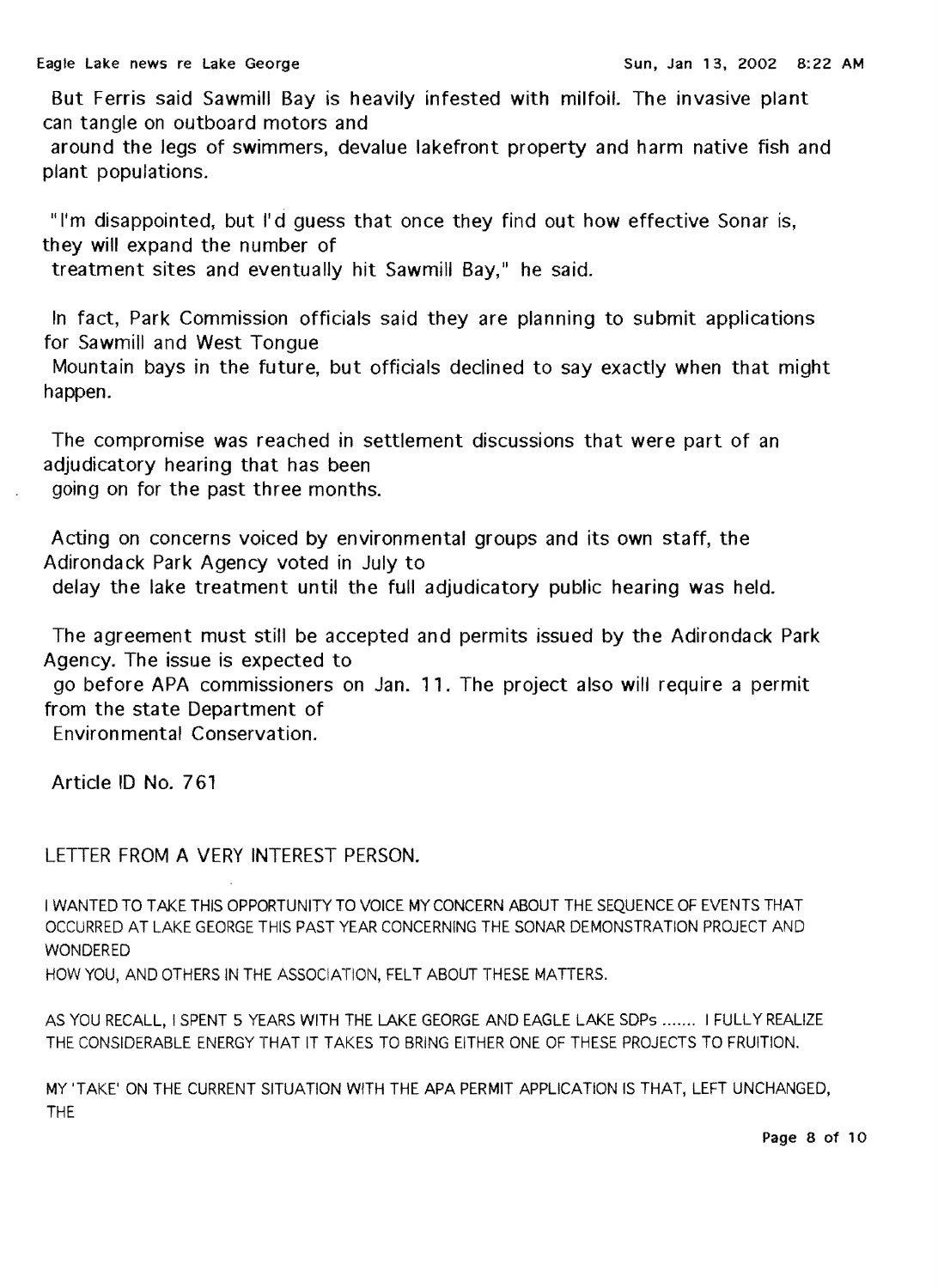But Ferris said Sawmill Bay is heavily infested with milfoil. The invasive plant can tangle on outboard motors and around the legs of swimmers, devalue lakefront property and harm native fish and plant populations.

"I'm disappointed, but I'd guess that once they find out how effective Sonar is, they will expand the number of treatment sites and eventually hit Sawmill Bay," he said.

In fact, Park Commission officials said they are planning to submit applications for Sawmill and West Tongue Mountain bays in the future, but officials declined to say exactly when that might happen.

The compromise was reached in settlement discussions that were part of an adjudicatory hearing that has been going on for the past three months.

Acting on concerns voiced by environmental groups and its own staff, the Adirondack Park Agency voted in July to delay the lake treatment until the full adjudicatory public hearing was held.

The agreement must still be accepted and permits issued by the Adirondack Park Agency. The issue is expected to go before APA commissioners on Jan. 11. The project also will require a permit from the state Department of Environmental Conservation.

Article ID No. 761

LETTER FROM A VERY INTEREST PERSON.

I WANTED TO TAKE THIS OPPORTUNITY TO VOICE MY CONCERN ABOUT THE SEQUENCE OF EVENTS THAT OCCURRED AT LAKE GEORGE THIS PAST YEAR CONCERNING THE SONAR DEMONSTRATION PROJECT AND WONDERED HOW YOU, AND OTHERS IN THE ASSOCIATION, FELT ABOUT THESE MATTERS.

AS YOU RECALL, I SPENT 5 YEARS WITH THE LAKE GEORGE AND EAGLE LAKE SDPs ....... I FULLY REALIZE THE CONSIDERABLE ENERGY THAT IT TAKES TO BRING EITHER ONE OF THESE PROJECTS TO FRUITION.

MY 'TAKE' ON THE CURRENT SITUATION WITH THE APA PERMIT APPLICATION IS THAT, LEFT UNCHANGED, THE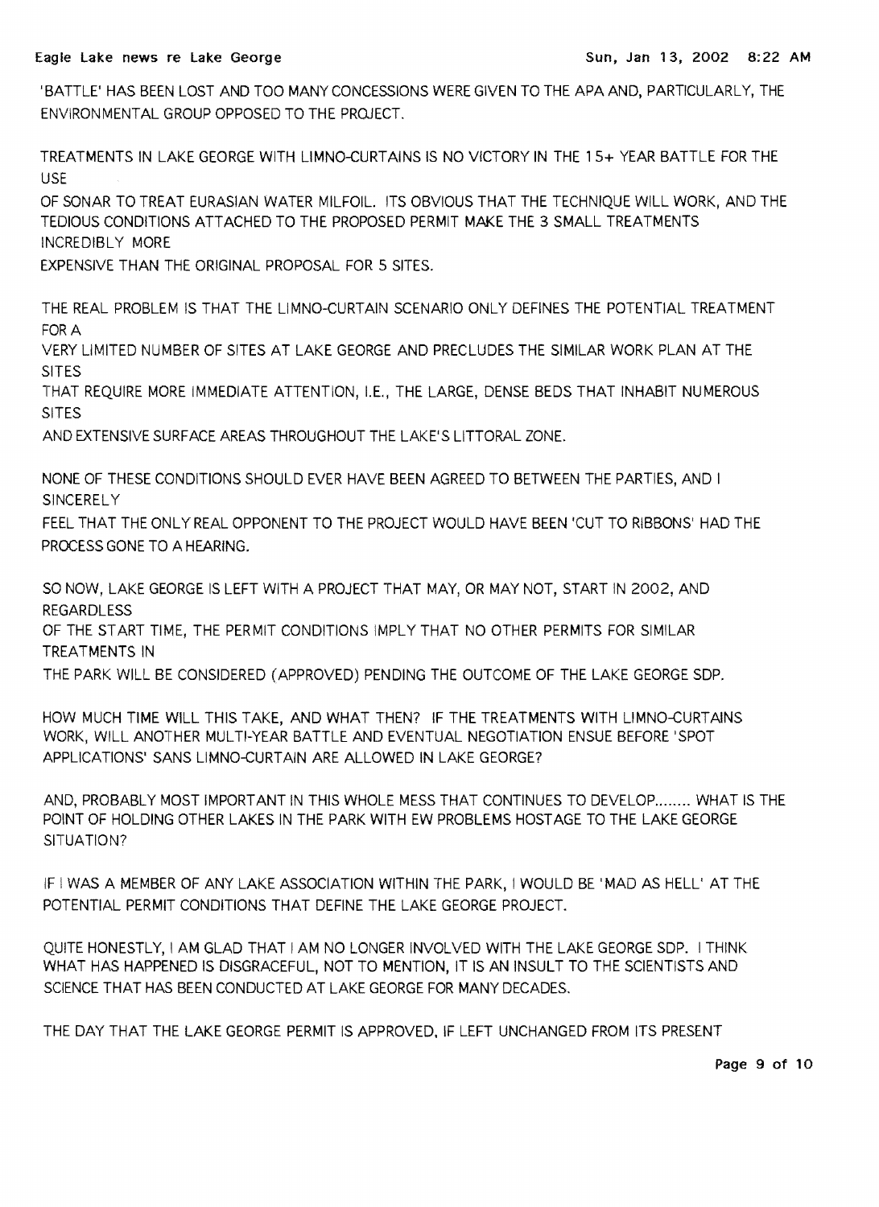'BATTLE' HAS BEEN LOST AND TOO MANY CONCESSIONS WERE GIVEN TO THE APA AND, PARTICULARLY, THE ENVIRONMENTAL GROUP OPPOSED TO THE PROJECT.

TREATMENTS IN LAKE GEORGE WITH LIMNO-CURTAINS IS NO VICTORY IN THE 15+ YEAR BATTLE FOR THE USE
OF SONAR TO TREAT EURASIAN WATER MILFOIL. ITS OBVIOUS THAT THE TECHNIQUE WILL WORK, AND THE TEDIOUS CONDITIONS ATTACHED TO THE PROPOSED PERMIT MAKE THE 3 SMALL TREATMENTS INCREDIBLY MORE
EXPENSIVE THAN THE ORIGINAL PROPOSAL FOR 5 SITES.

THE REAL PROBLEM IS THAT THE LIMNO-CURTAIN SCENARIO ONLY DEFINES THE POTENTIAL TREATMENT FOR A
VERY LIMITED NUMBER OF SITES AT LAKE GEORGE AND PRECLUDES THE SIMILAR WORK PLAN AT THE SITES
THAT REQUIRE MORE IMMEDIATE ATTENTION, I.E., THE LARGE, DENSE BEDS THAT INHABIT NUMEROUS SITES
AND EXTENSIVE SURFACE AREAS THROUGHOUT THE LAKE'S LITTORAL ZONE.

NONE OF THESE CONDITIONS SHOULD EVER HAVE BEEN AGREED TO BETWEEN THE PARTIES, AND I SINCERELY
FEEL THAT THE ONLY REAL OPPONENT TO THE PROJECT WOULD HAVE BEEN 'CUT TO RIBBONS' HAD THE PROCESS GONE TO A HEARING.

SO NOW, LAKE GEORGE IS LEFT WITH A PROJECT THAT MAY, OR MAY NOT, START IN 2002, AND REGARDLESS
OF THE START TIME, THE PERMIT CONDITIONS IMPLY THAT NO OTHER PERMITS FOR SIMILAR TREATMENTS IN
THE PARK WILL BE CONSIDERED (APPROVED) PENDING THE OUTCOME OF THE LAKE GEORGE SDP.

HOW MUCH TIME WILL THIS TAKE, AND WHAT THEN? IF THE TREATMENTS WITH LIMNO-CURTAINS WORK, WILL ANOTHER MULTI-YEAR BATTLE AND EVENTUAL NEGOTIATION ENSUE BEFORE 'SPOT APPLICATIONS' SANS LIMNO-CURTAIN ARE ALLOWED IN LAKE GEORGE?

AND, PROBABLY MOST IMPORTANT IN THIS WHOLE MESS THAT CONTINUES TO DEVELOP........ WHAT IS THE POINT OF HOLDING OTHER LAKES IN THE PARK WITH EW PROBLEMS HOSTAGE TO THE LAKE GEORGE SITUATION?

IF I WAS A MEMBER OF ANY LAKE ASSOCIATION WITHIN THE PARK, I WOULD BE 'MAD AS HELL' AT THE POTENTIAL PERMIT CONDITIONS THAT DEFINE THE LAKE GEORGE PROJECT.

QUITE HONESTLY, I AM GLAD THAT I AM NO LONGER INVOLVED WITH THE LAKE GEORGE SDP. I THINK WHAT HAS HAPPENED IS DISGRACEFUL, NOT TO MENTION, IT IS AN INSULT TO THE SCIENTISTS AND SCIENCE THAT HAS BEEN CONDUCTED AT LAKE GEORGE FOR MANY DECADES.

THE DAY THAT THE LAKE GEORGE PERMIT IS APPROVED, IF LEFT UNCHANGED FROM ITS PRESENT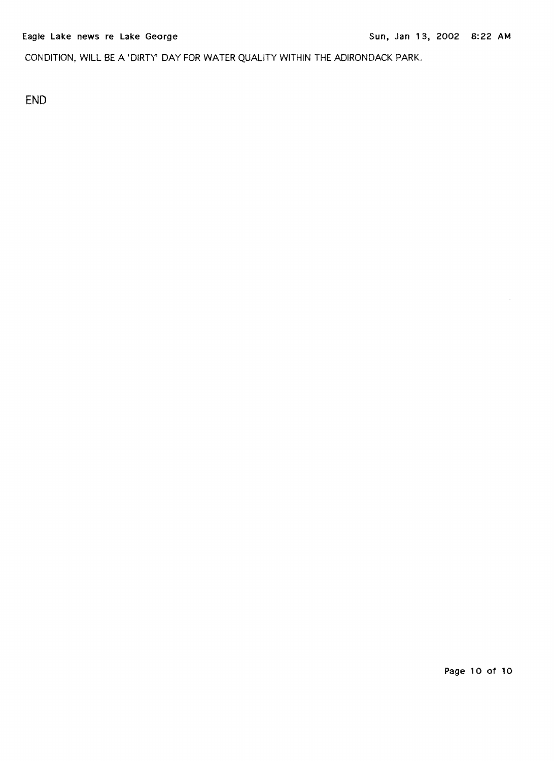CONDITION, WILL BE A 'DIRTY' DAY FOR WATER QUALITY WITHIN THE ADIRONDACK PARK.

END